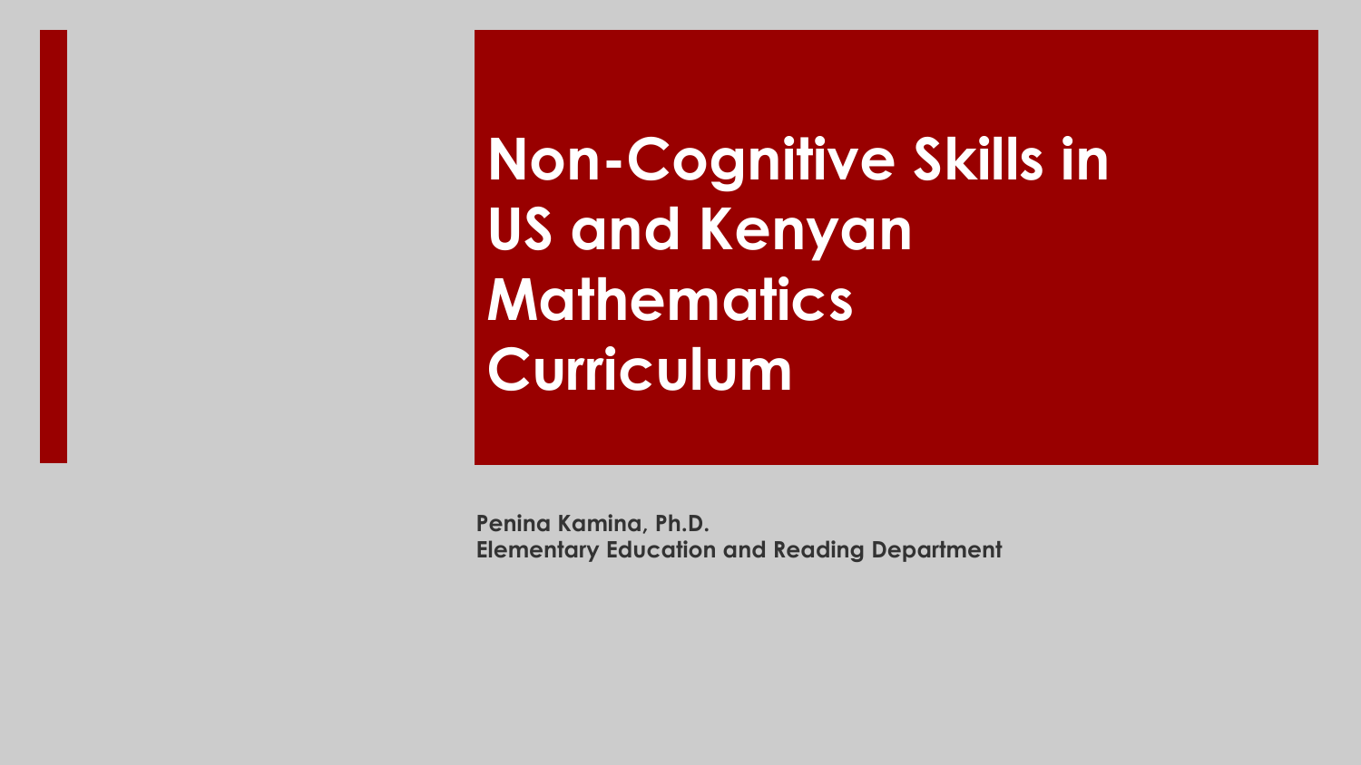# Non-Cognitive Skills in US and Kenyan Mathematics Curriculum

**Penina Kamina, Ph.D.**
**Elementary Education and Reading Department**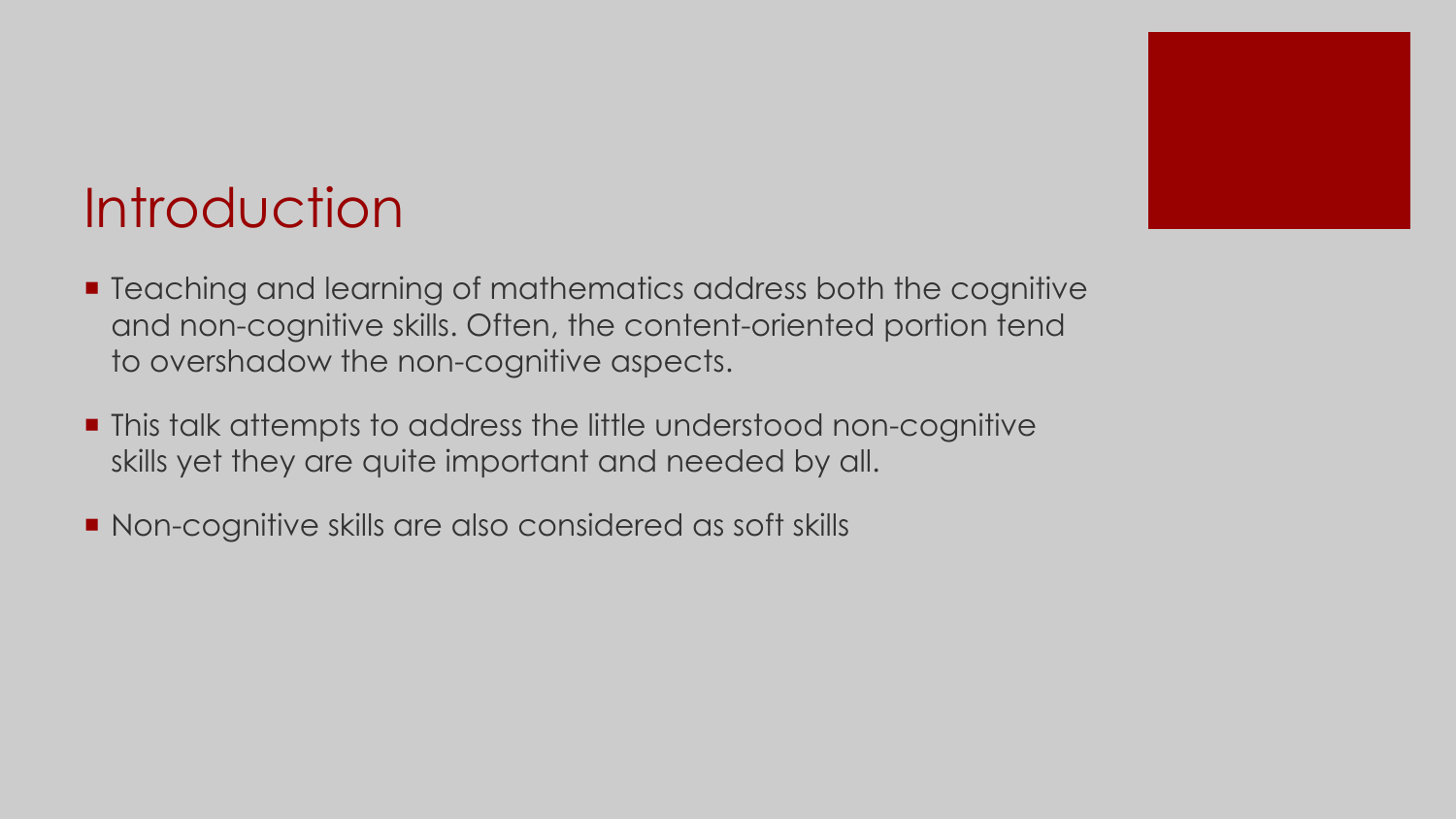# Introduction

- Teaching and learning of mathematics address both the cognitive and non-cognitive skills. Often, the content-oriented portion tend to overshadow the non-cognitive aspects.
- This talk attempts to address the little understood non-cognitive skills yet they are quite important and needed by all.
- Non-cognitive skills are also considered as soft skills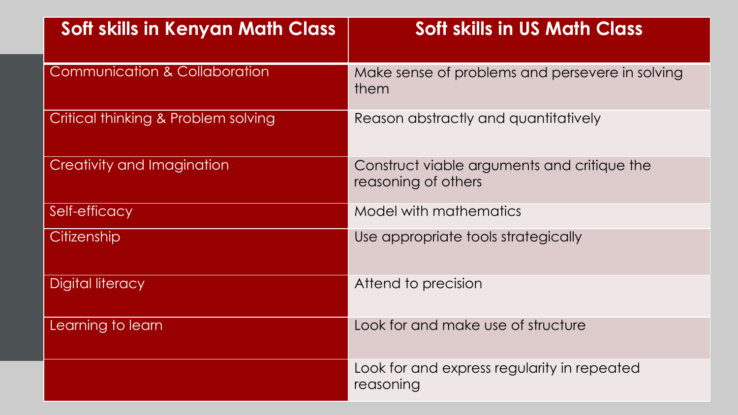| Soft skills in Kenyan Math Class | Soft skills in US Math Class |
|---|---|
| Communication & Collaboration | Make sense of problems and persevere in solving them |
| Critical thinking & Problem solving | Reason abstractly and quantitatively |
| Creativity and Imagination | Construct viable arguments and critique the reasoning of others |
| Self-efficacy | Model with mathematics |
| Citizenship | Use appropriate tools strategically |
| Digital literacy | Attend to precision |
| Learning to learn | Look for and make use of structure |
| | Look for and express regularity in repeated reasoning |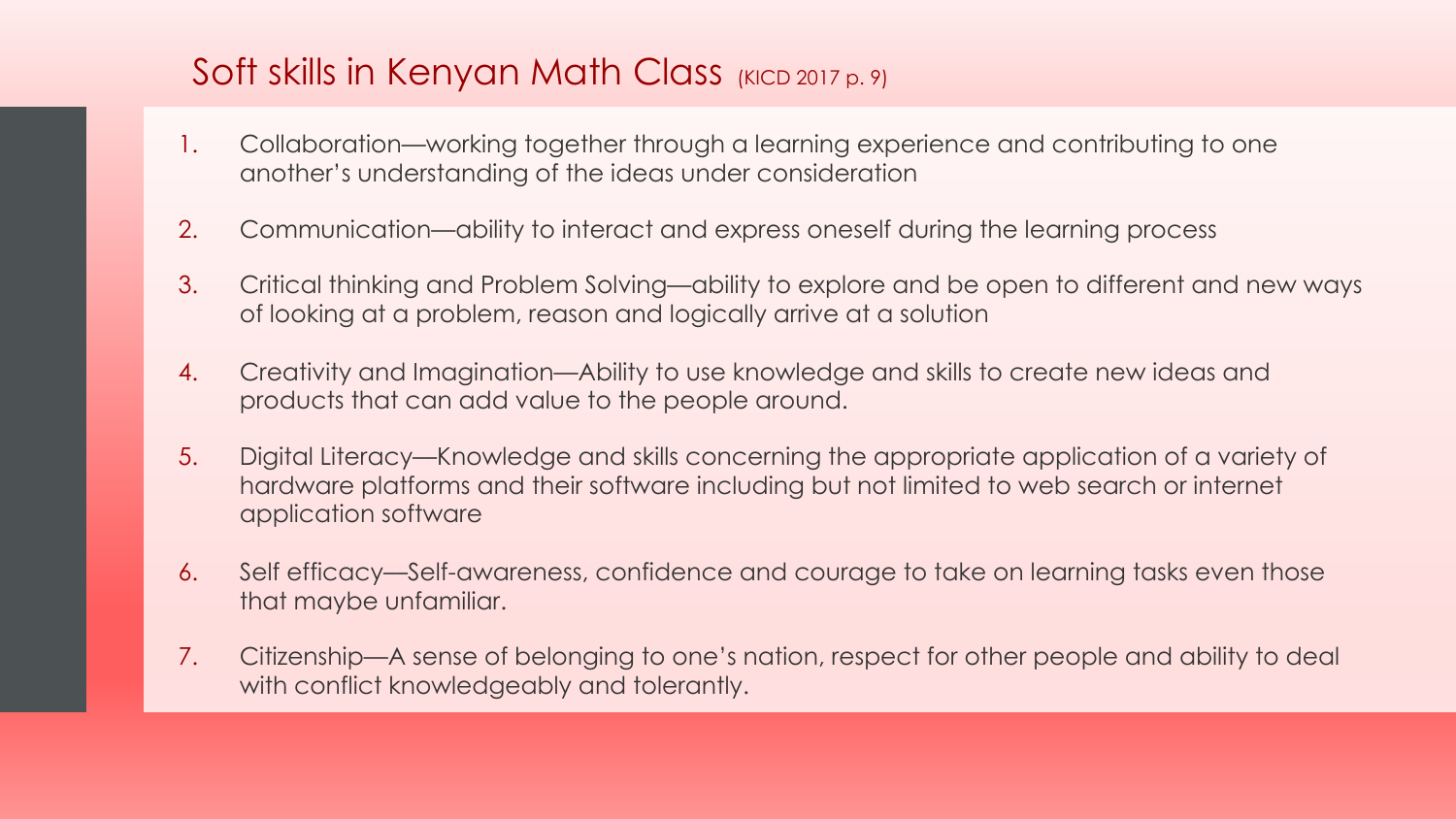## Soft skills in Kenyan Math Class (KICD 2017 p. 9)

1. Collaboration—working together through a learning experience and contributing to one another's understanding of the ideas under consideration
2. Communication—ability to interact and express oneself during the learning process
3. Critical thinking and Problem Solving—ability to explore and be open to different and new ways of looking at a problem, reason and logically arrive at a solution
4. Creativity and Imagination—Ability to use knowledge and skills to create new ideas and products that can add value to the people around.
5. Digital Literacy—Knowledge and skills concerning the appropriate application of a variety of hardware platforms and their software including but not limited to web search or internet application software
6. Self efficacy—Self-awareness, confidence and courage to take on learning tasks even those that maybe unfamiliar.
7. Citizenship—A sense of belonging to one's nation, respect for other people and ability to deal with conflict knowledgeably and tolerantly.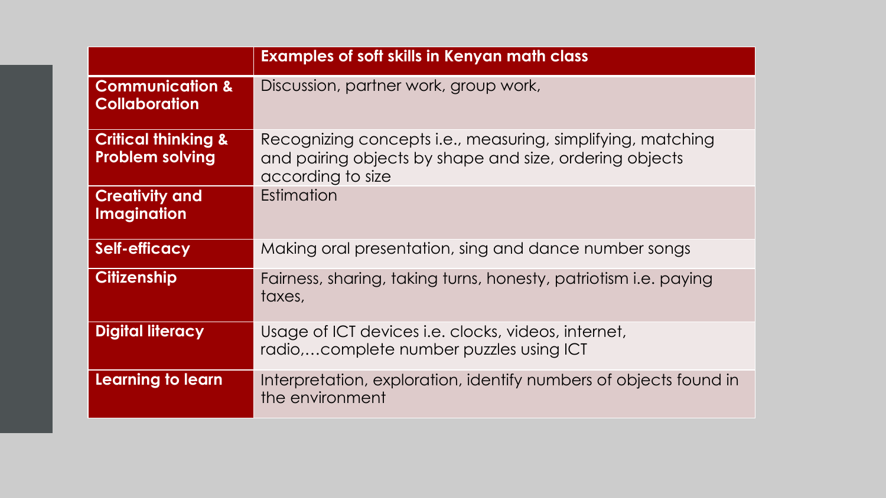| | Examples of soft skills in Kenyan math class |
|---|---|
| **Communication & Collaboration** | Discussion, partner work, group work, |
| **Critical thinking & Problem solving** | Recognizing concepts i.e., measuring, simplifying, matching and pairing objects by shape and size, ordering objects according to size |
| **Creativity and Imagination** | Estimation |
| **Self-efficacy** | Making oral presentation, sing and dance number songs |
| **Citizenship** | Fairness, sharing, taking turns, honesty, patriotism i.e. paying taxes, |
| **Digital literacy** | Usage of ICT devices i.e. clocks, videos, internet, radio,…complete number puzzles using ICT |
| **Learning to learn** | Interpretation, exploration, identify numbers of objects found in the environment |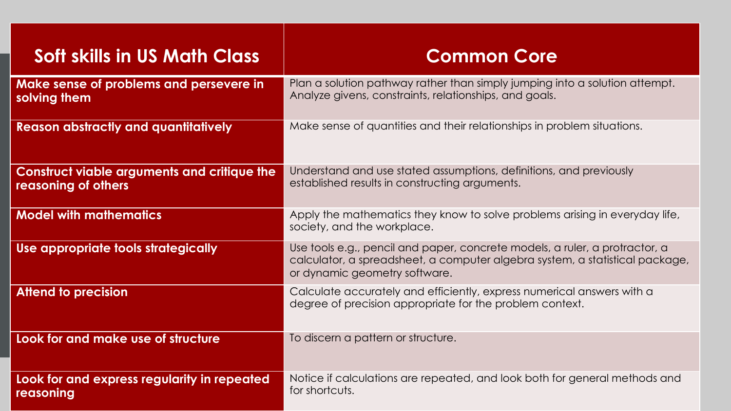| Soft skills in US Math Class | Common Core |
| --- | --- |
| **Make sense of problems and persevere in solving them** | Plan a solution pathway rather than simply jumping into a solution attempt. Analyze givens, constraints, relationships, and goals. |
| **Reason abstractly and quantitatively** | Make sense of quantities and their relationships in problem situations. |
| **Construct viable arguments and critique the reasoning of others** | Understand and use stated assumptions, definitions, and previously established results in constructing arguments. |
| **Model with mathematics** | Apply the mathematics they know to solve problems arising in everyday life, society, and the workplace. |
| **Use appropriate tools strategically** | Use tools e.g., pencil and paper, concrete models, a ruler, a protractor, a calculator, a spreadsheet, a computer algebra system, a statistical package, or dynamic geometry software. |
| **Attend to precision** | Calculate accurately and efficiently, express numerical answers with a degree of precision appropriate for the problem context. |
| **Look for and make use of structure** | To discern a pattern or structure. |
| **Look for and express regularity in repeated reasoning** | Notice if calculations are repeated, and look both for general methods and for shortcuts. |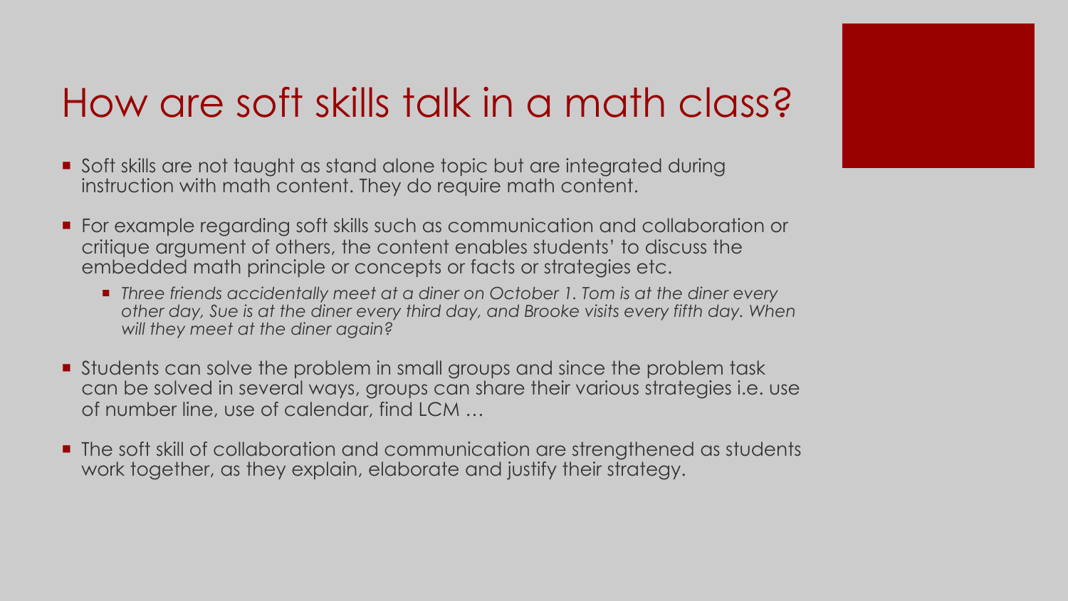# How are soft skills talk in a math class?

- Soft skills are not taught as stand alone topic but are integrated during instruction with math content. They do require math content.
- For example regarding soft skills such as communication and collaboration or critique argument of others, the content enables students' to discuss the embedded math principle or concepts or facts or strategies etc.
  - *Three friends accidentally meet at a diner on October 1. Tom is at the diner every other day, Sue is at the diner every third day, and Brooke visits every fifth day. When will they meet at the diner again?*
- Students can solve the problem in small groups and since the problem task can be solved in several ways, groups can share their various strategies i.e. use of number line, use of calendar, find LCM …
- The soft skill of collaboration and communication are strengthened as students work together, as they explain, elaborate and justify their strategy.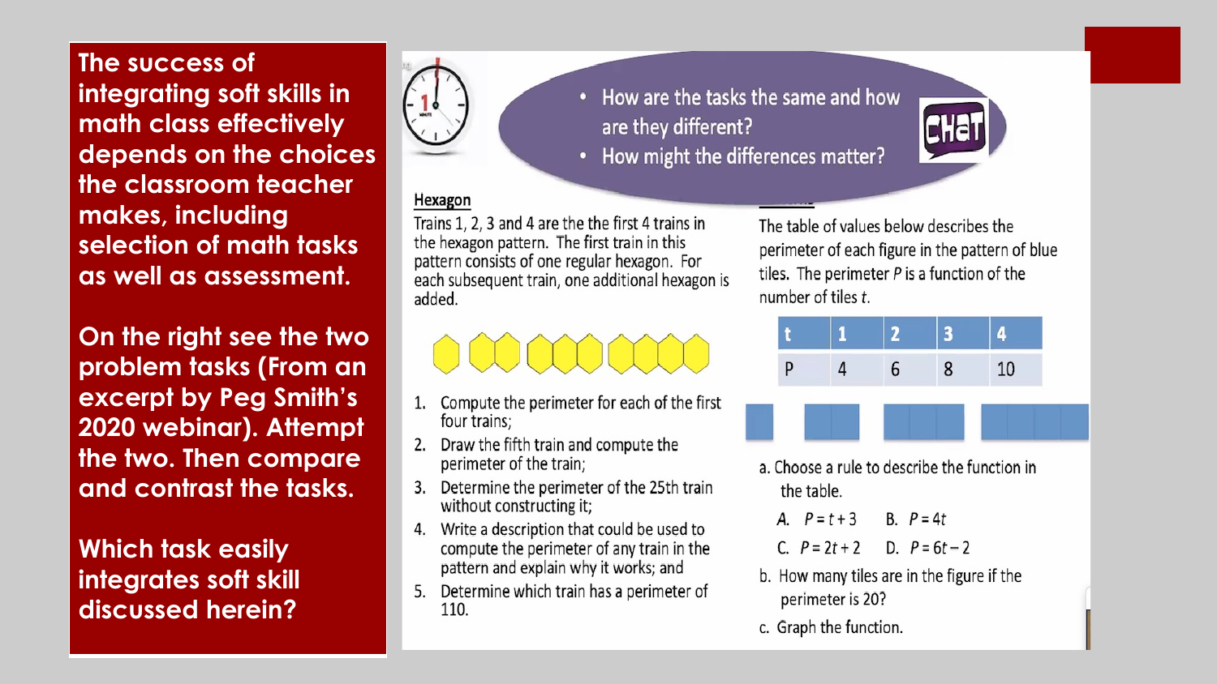**The success of integrating soft skills in math class effectively depends on the choices the classroom teacher makes, including selection of math tasks as well as assessment.**

**On the right see the two problem tasks (From an excerpt by Peg Smith's 2020 webinar). Attempt the two. Then compare and contrast the tasks.**

**Which task easily integrates soft skill discussed herein?**

- How are the tasks the same and how are they different?
- How might the differences matter?

CHAT

## Hexagon

Trains 1, 2, 3 and 4 are the the first 4 trains in the hexagon pattern. The first train in this pattern consists of one regular hexagon. For each subsequent train, one additional hexagon is added.

1. Compute the perimeter for each of the first four trains;
2. Draw the fifth train and compute the perimeter of the train;
3. Determine the perimeter of the 25th train without constructing it;
4. Write a description that could be used to compute the perimeter of any train in the pattern and explain why it works; and
5. Determine which train has a perimeter of 110.

The table of values below describes the perimeter of each figure in the pattern of blue tiles. The perimeter $P$ is a function of the number of tiles $t$.

| $t$ | 1 | 2 | 3 | 4 |
|---|---|---|---|---|
| $P$ | 4 | 6 | 8 | 10 |

a. Choose a rule to describe the function in the table.

A. $P = t + 3$ B. $P = 4t$

C. $P = 2t + 2$ D. $P = 6t - 2$

b. How many tiles are in the figure if the perimeter is 20?

c. Graph the function.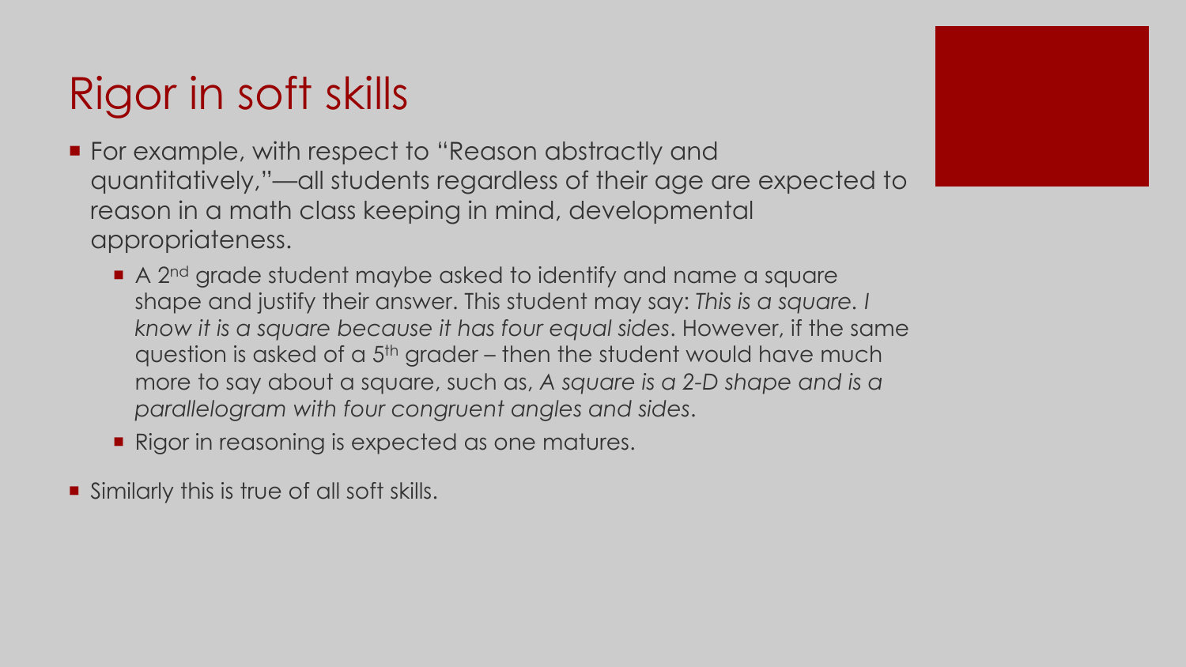# Rigor in soft skills

- For example, with respect to "Reason abstractly and quantitatively,"—all students regardless of their age are expected to reason in a math class keeping in mind, developmental appropriateness.
  - A 2nd grade student maybe asked to identify and name a square shape and justify their answer. This student may say: *This is a square. I know it is a square because it has four equal sides*. However, if the same question is asked of a 5th grader – then the student would have much more to say about a square, such as, *A square is a 2-D shape and is a parallelogram with four congruent angles and sides*.
  - Rigor in reasoning is expected as one matures.
- Similarly this is true of all soft skills.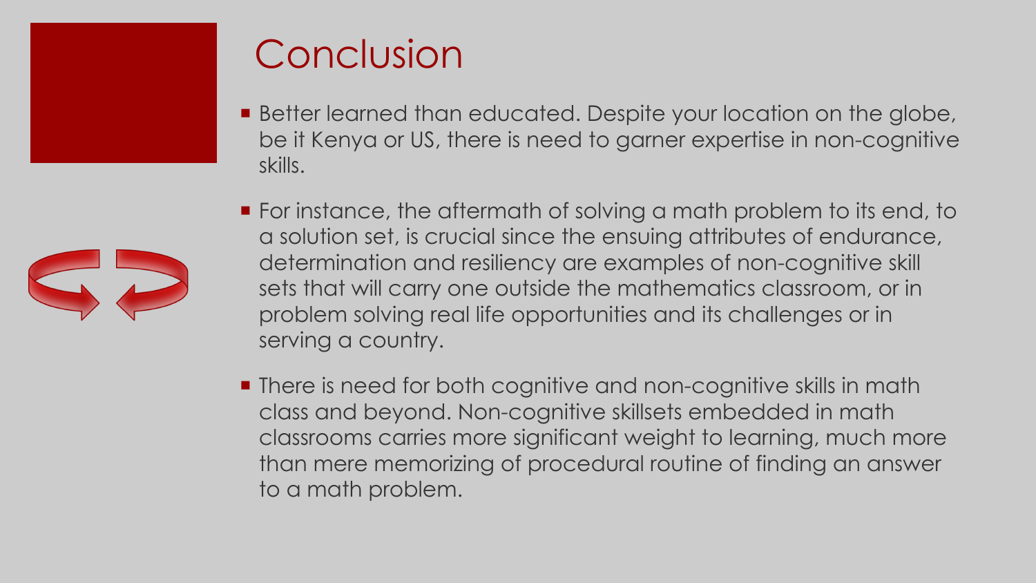# Conclusion

- Better learned than educated. Despite your location on the globe, be it Kenya or US, there is need to garner expertise in non-cognitive skills.
- For instance, the aftermath of solving a math problem to its end, to a solution set, is crucial since the ensuing attributes of endurance, determination and resiliency are examples of non-cognitive skill sets that will carry one outside the mathematics classroom, or in problem solving real life opportunities and its challenges or in serving a country.
- There is need for both cognitive and non-cognitive skills in math class and beyond. Non-cognitive skillsets embedded in math classrooms carries more significant weight to learning, much more than mere memorizing of procedural routine of finding an answer to a math problem.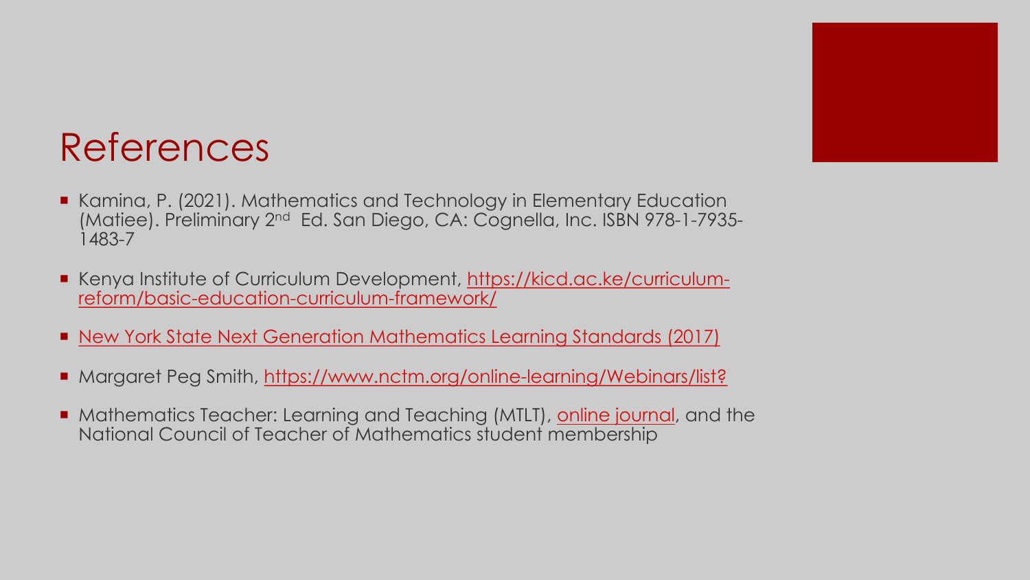# References

- Kamina, P. (2021). Mathematics and Technology in Elementary Education (Matiee). Preliminary 2nd Ed. San Diego, CA: Cognella, Inc. ISBN 978-1-7935-1483-7
- Kenya Institute of Curriculum Development, https://kicd.ac.ke/curriculum-reform/basic-education-curriculum-framework/
- New York State Next Generation Mathematics Learning Standards (2017)
- Margaret Peg Smith, https://www.nctm.org/online-learning/Webinars/list?
- Mathematics Teacher: Learning and Teaching (MTLT), online journal, and the National Council of Teacher of Mathematics student membership